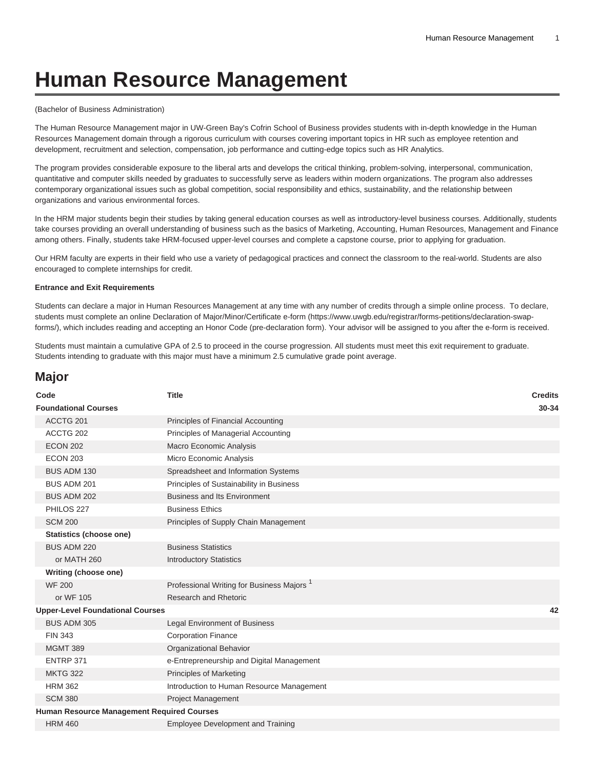# Human Resource Management

(Bachelor of Business Administration)

The Human Resource Management major in UW-Green Bay's Cofrin School of Business provides students with in-depth knowledge in the Human Resources Management domain through a rigorous curriculum with courses covering important topics in HR such as employee retention and development, recruitment and selection, compensation, job performance and cutting-edge topics such as HR Analytics.

The program provides considerable exposure to the liberal arts and develops the critical thinking, problem-solving, interpersonal, communication, quantitative and computer skills needed by graduates to successfully serve as leaders within modern organizations. The program also addresses contemporary organizational issues such as global competition, social responsibility and ethics, sustainability, and the relationship between organizations and various environmental forces.

In the HRM major students begin their studies by taking general education courses as well as introductory-level business courses. Additionally, students take courses providing an overall understanding of business such as the basics of Marketing, Accounting, Human Resources, Management and Finance among others. Finally, students take HRM-focused upper-level courses and complete a capstone course, prior to applying for graduation.

Our HRM faculty are experts in their field who use a variety of pedagogical practices and connect the classroom to the real-world. Students are also encouraged to complete internships for credit.

**Entrance and Exit Requirements**

Students can declare a major in Human Resources Management at any time with any number of credits through a simple online process. To declare, students must complete an online Declaration of Major/Minor/Certificate e-form (https://www.uwgb.edu/registrar/forms-petitions/declaration-swap-forms/), which includes reading and accepting an Honor Code (pre-declaration form). Your advisor will be assigned to you after the e-form is received.

Students must maintain a cumulative GPA of 2.5 to proceed in the course progression. All students must meet this exit requirement to graduate. Students intending to graduate with this major must have a minimum 2.5 cumulative grade point average.

## Major

| Code | Title | Credits |
|---|---|---|
| **Foundational Courses** | | **30-34** |
| ACCTG 201 | Principles of Financial Accounting | |
| ACCTG 202 | Principles of Managerial Accounting | |
| ECON 202 | Macro Economic Analysis | |
| ECON 203 | Micro Economic Analysis | |
| BUS ADM 130 | Spreadsheet and Information Systems | |
| BUS ADM 201 | Principles of Sustainability in Business | |
| BUS ADM 202 | Business and Its Environment | |
| PHILOS 227 | Business Ethics | |
| SCM 200 | Principles of Supply Chain Management | |
| **Statistics (choose one)** | | |
| BUS ADM 220 | Business Statistics | |
| or MATH 260 | Introductory Statistics | |
| **Writing (choose one)** | | |
| WF 200 | Professional Writing for Business Majors [1] | |
| or WF 105 | Research and Rhetoric | |
| **Upper-Level Foundational Courses** | | **42** |
| BUS ADM 305 | Legal Environment of Business | |
| FIN 343 | Corporation Finance | |
| MGMT 389 | Organizational Behavior | |
| ENTRP 371 | e-Entrepreneurship and Digital Management | |
| MKTG 322 | Principles of Marketing | |
| HRM 362 | Introduction to Human Resource Management | |
| SCM 380 | Project Management | |
| **Human Resource Management Required Courses** | | |
| HRM 460 | Employee Development and Training | |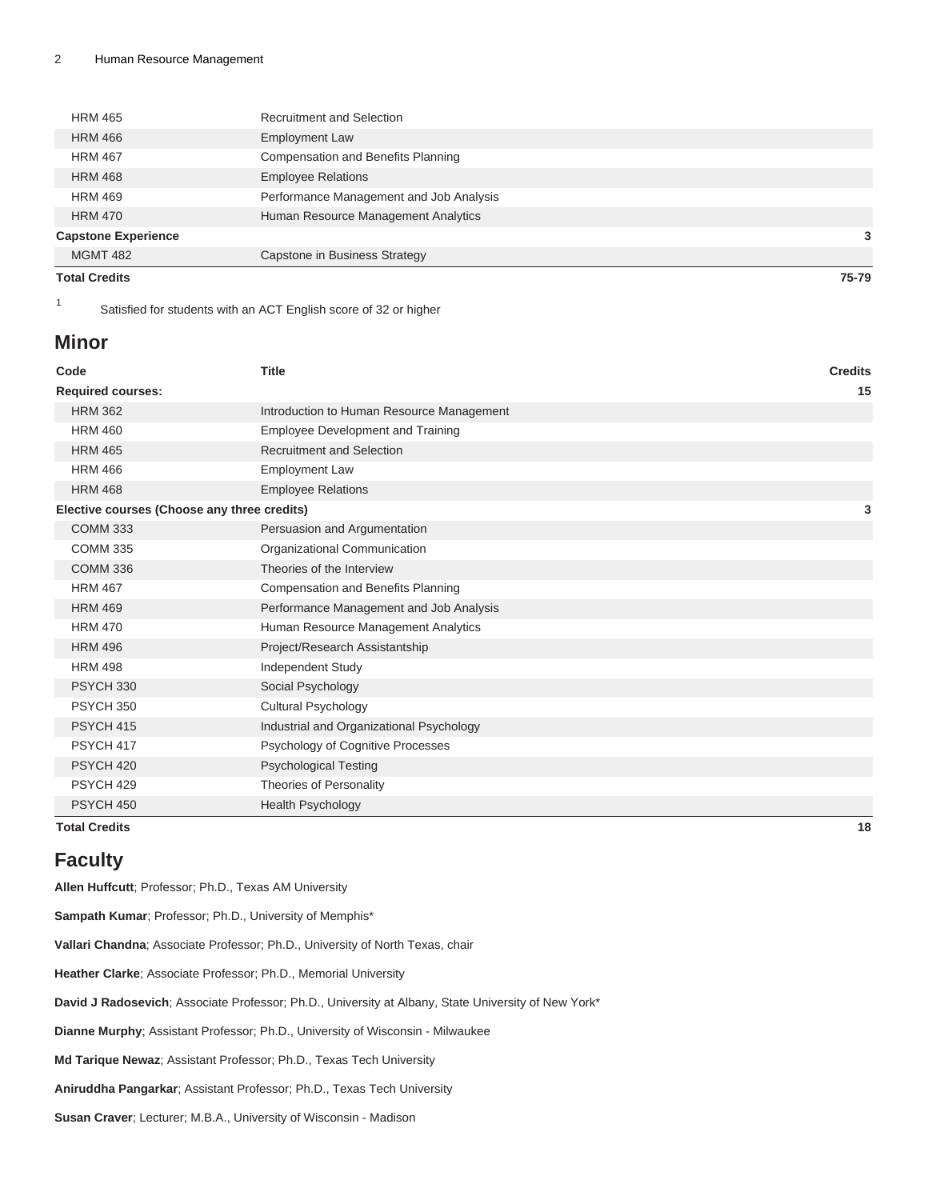| | | |
|---|---|---|
| HRM 465 | Recruitment and Selection | |
| HRM 466 | Employment Law | |
| HRM 467 | Compensation and Benefits Planning | |
| HRM 468 | Employee Relations | |
| HRM 469 | Performance Management and Job Analysis | |
| HRM 470 | Human Resource Management Analytics | |
| **Capstone Experience** | | **3** |
| MGMT 482 | Capstone in Business Strategy | |
| **Total Credits** | | **75-79** |

[1] Satisfied for students with an ACT English score of 32 or higher

## Minor

| Code | Title | Credits |
|---|---|---|
| **Required courses:** | | **15** |
| HRM 362 | Introduction to Human Resource Management | |
| HRM 460 | Employee Development and Training | |
| HRM 465 | Recruitment and Selection | |
| HRM 466 | Employment Law | |
| HRM 468 | Employee Relations | |
| **Elective courses (Choose any three credits)** | | **3** |
| COMM 333 | Persuasion and Argumentation | |
| COMM 335 | Organizational Communication | |
| COMM 336 | Theories of the Interview | |
| HRM 467 | Compensation and Benefits Planning | |
| HRM 469 | Performance Management and Job Analysis | |
| HRM 470 | Human Resource Management Analytics | |
| HRM 496 | Project/Research Assistantship | |
| HRM 498 | Independent Study | |
| PSYCH 330 | Social Psychology | |
| PSYCH 350 | Cultural Psychology | |
| PSYCH 415 | Industrial and Organizational Psychology | |
| PSYCH 417 | Psychology of Cognitive Processes | |
| PSYCH 420 | Psychological Testing | |
| PSYCH 429 | Theories of Personality | |
| PSYCH 450 | Health Psychology | |
| **Total Credits** | | **18** |

## Faculty

**Allen Huffcutt**; Professor; Ph.D., Texas AM University

**Sampath Kumar**; Professor; Ph.D., University of Memphis*

**Vallari Chandna**; Associate Professor; Ph.D., University of North Texas, chair

**Heather Clarke**; Associate Professor; Ph.D., Memorial University

**David J Radosevich**; Associate Professor; Ph.D., University at Albany, State University of New York*

**Dianne Murphy**; Assistant Professor; Ph.D., University of Wisconsin - Milwaukee

**Md Tarique Newaz**; Assistant Professor; Ph.D., Texas Tech University

**Aniruddha Pangarkar**; Assistant Professor; Ph.D., Texas Tech University

**Susan Craver**; Lecturer; M.B.A., University of Wisconsin - Madison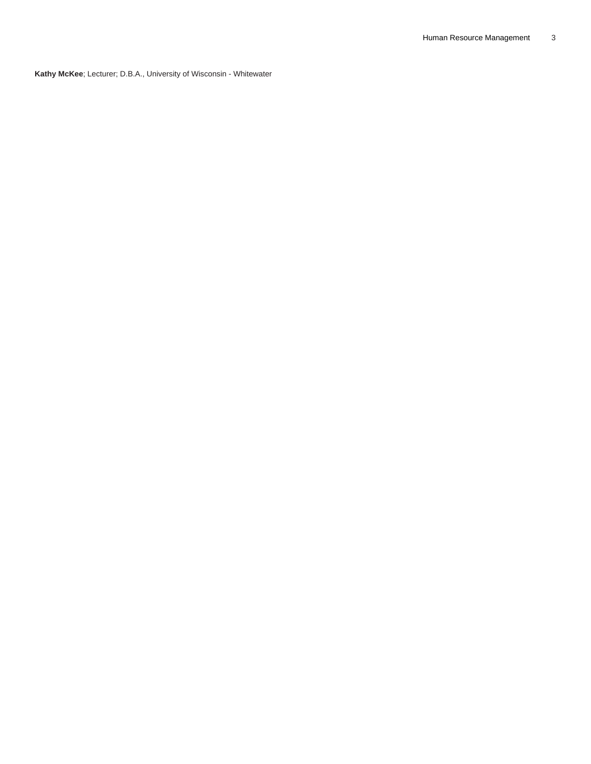**Kathy McKee**; Lecturer; D.B.A., University of Wisconsin - Whitewater